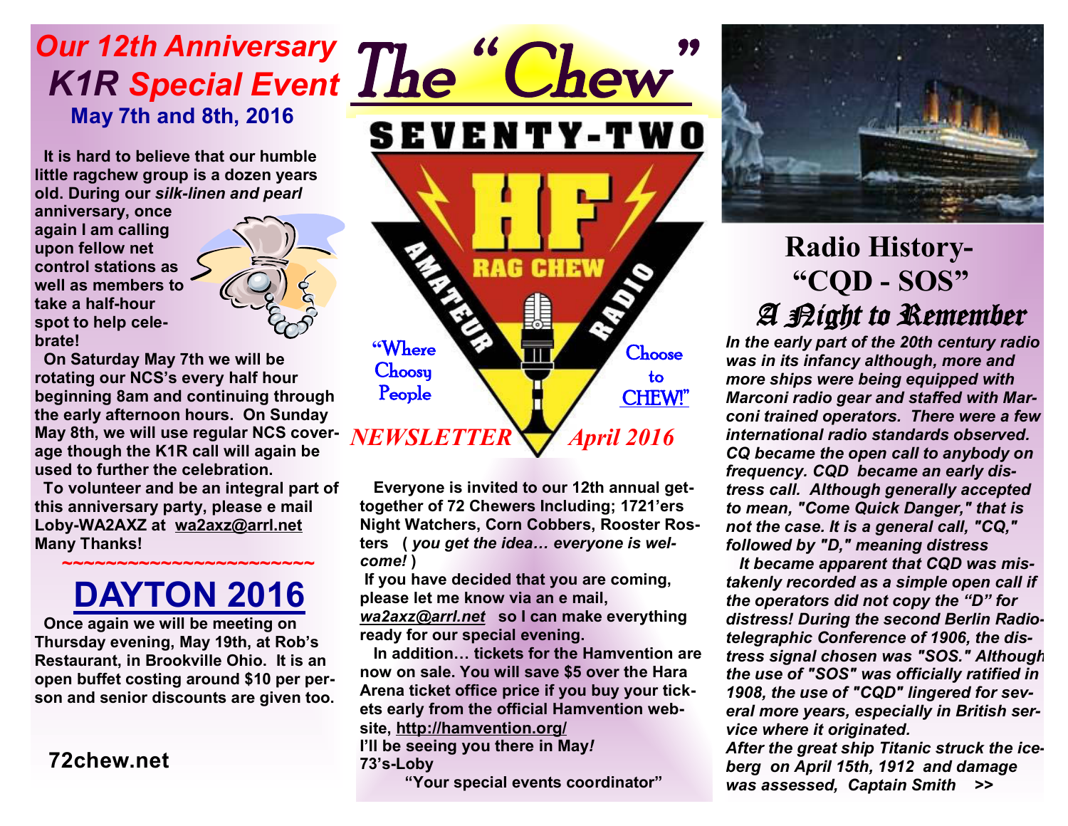# The "Chew"

SEVENTY-TWO

HF RAG CHEW AMATEUR RADIO

"Where Choosy People Choose to CHEW!"

*NEWSLETTER* *April 2016*

## *Our 12th Anniversary* **K1R** *Special Event*

**May 7th and 8th, 2016**

**It is hard to believe that our humble little ragchew group is a dozen years old. During our *silk-linen and pearl* anniversary, once again I am calling upon fellow net control stations as well as members to take a half-hour spot to help celebrate!**

**On Saturday May 7th we will be rotating our NCS's every half hour beginning 8am and continuing through the early afternoon hours. On Sunday May 8th, we will use regular NCS coverage though the K1R call will again be used to further the celebration.**

**To volunteer and be an integral part of this anniversary party, please e mail Loby-WA2AXZ at wa2axz@arrl.net Many Thanks!**

~~~~~~~~~~~~~~~~~~~~~~~~

## DAYTON 2016

**Once again we will be meeting on Thursday evening, May 19th, at Rob's Restaurant, in Brookville Ohio. It is an open buffet costing around $10 per person and senior discounts are given too.**

**Everyone is invited to our 12th annual get-together of 72 Chewers Including; 1721'ers Night Watchers, Corn Cobbers, Rooster Rosters ( *you get the idea… everyone is welcome!* )**

**If you have decided that you are coming, please let me know via an e mail, *wa2axz@arrl.net* so I can make everything ready for our special evening.**

**In addition… tickets for the Hamvention are now on sale. You will save $5 over the Hara Arena ticket office price if you buy your tickets early from the official Hamvention website, http://hamvention.org/**

**I'll be seeing you there in May*!***
**73's-Loby**
**"Your special events coordinator"**

**72chew.net**

## Radio History- "CQD - SOS"

### A Night to Remember

***In the early part of the 20th century radio was in its infancy although, more and more ships were being equipped with Marconi radio gear and staffed with Marconi trained operators. There were a few international radio standards observed. CQ became the open call to anybody on frequency. CQD became an early distress call. Although generally accepted to mean, "Come Quick Danger," that is not the case. It is a general call, "CQ," followed by "D," meaning distress***

***It became apparent that CQD was mistakenly recorded as a simple open call if the operators did not copy the "D" for distress! During the second Berlin Radiotelegraphic Conference of 1906, the distress signal chosen was "SOS." Although the use of "SOS" was officially ratified in 1908, the use of "CQD" lingered for several more years, especially in British service where it originated.***

***After the great ship Titanic struck the iceberg on April 15th, 1912 and damage was assessed, Captain Smith >>***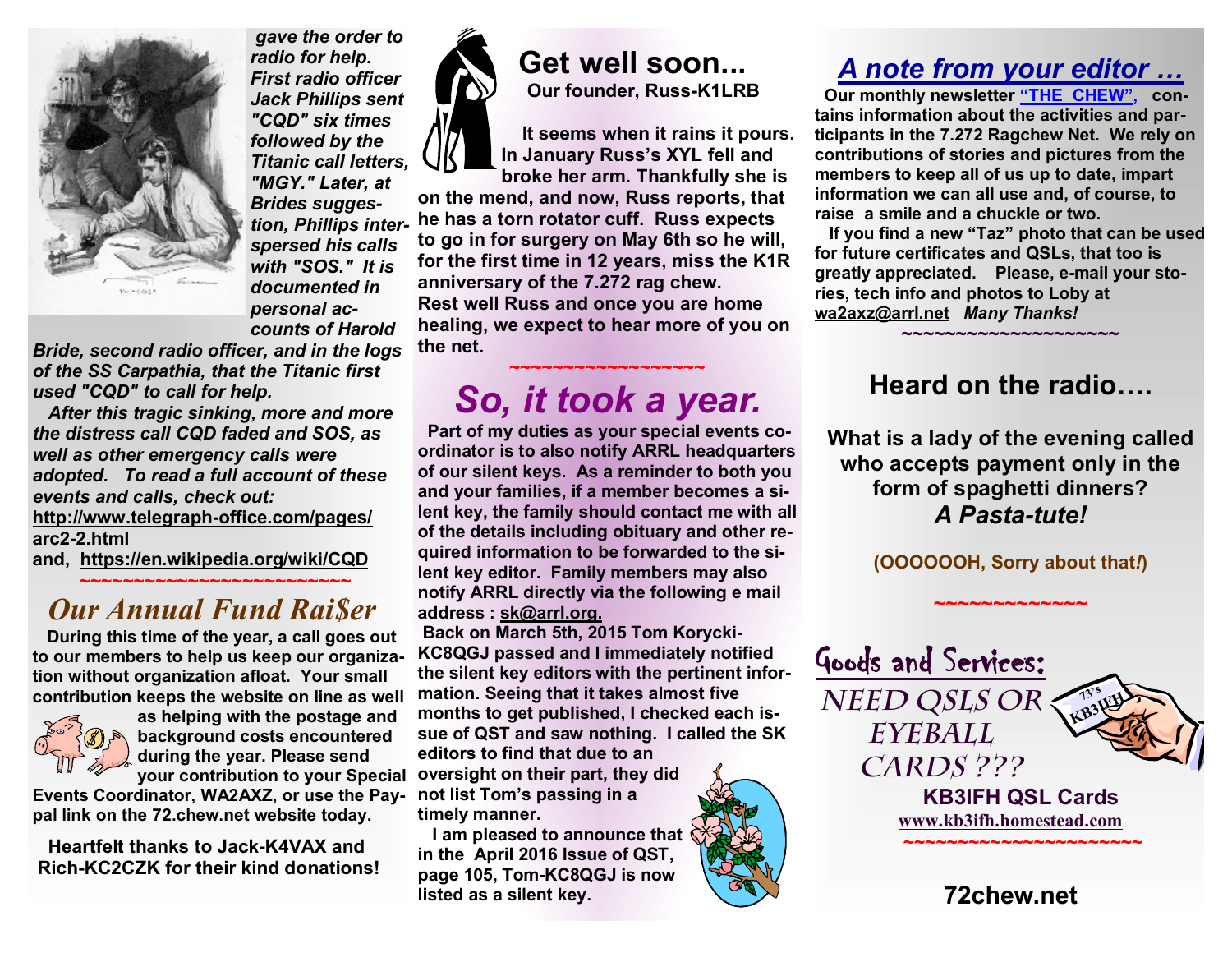*gave the order to radio for help. First radio officer Jack Phillips sent "CQD" six times followed by the Titanic call letters, "MGY." Later, at Brides suggestion, Phillips interspersed his calls with "SOS." It is documented in personal accounts of Harold Bride, second radio officer, and in the logs of the SS Carpathia, that the Titanic first used "CQD" to call for help.*

*After this tragic sinking, more and more the distress call CQD faded and SOS, as well as other emergency calls were adopted. To read a full account of these events and calls, check out:*

**http://www.telegraph-office.com/pages/arc2-2.html**

**and, https://en.wikipedia.org/wiki/CQD**

~~~~~~~~~~~~~~~~~~~~~~~~~~

## *Our Annual Fund Rai$er*

**During this time of the year, a call goes out to our members to help us keep our organization without organization afloat. Your small contribution keeps the website on line as well as helping with the postage and background costs encountered during the year. Please send your contribution to your Special Events Coordinator, WA2AXZ, or use the Paypal link on the 72.chew.net website today.**

**Heartfelt thanks to Jack-K4VAX and Rich-KC2CZK for their kind donations!**

## Get well soon...

**Our founder, Russ-K1LRB**

**It seems when it rains it pours. In January Russ's XYL fell and broke her arm. Thankfully she is on the mend, and now, Russ reports, that he has a torn rotator cuff. Russ expects to go in for surgery on May 6th so he will, for the first time in 12 years, miss the K1R anniversary of the 7.272 rag chew. Rest well Russ and once you are home healing, we expect to hear more of you on the net.**

~~~~~~~~~~~~~~~~~~

## *So, it took a year.*

**Part of my duties as your special events coordinator is to also notify ARRL headquarters of our silent keys. As a reminder to both you and your families, if a member becomes a silent key, the family should contact me with all of the details including obituary and other required information to be forwarded to the silent key editor. Family members may also notify ARRL directly via the following e mail address : sk@arrl.org.**

**Back on March 5th, 2015 Tom Korycki-KC8QGJ passed and I immediately notified the silent key editors with the pertinent information. Seeing that it takes almost five months to get published, I checked each issue of QST and saw nothing. I called the SK editors to find that due to an oversight on their part, they did not list Tom's passing in a timely manner.**

**I am pleased to announce that in the April 2016 Issue of QST, page 105, Tom-KC8QGJ is now listed as a silent key.**

## *A note from your editor …*

**Our monthly newsletter "THE CHEW", contains information about the activities and participants in the 7.272 Ragchew Net. We rely on contributions of stories and pictures from the members to keep all of us up to date, impart information we can all use and, of course, to raise a smile and a chuckle or two.**

**If you find a new "Taz" photo that can be used for future certificates and QSLs, that too is greatly appreciated. Please, e-mail your stories, tech info and photos to Loby at wa2axz@arrl.net** ***Many Thanks!***

~~~~~~~~~~~~~~~~~~~~~

## Heard on the radio….

**What is a lady of the evening called who accepts payment only in the form of spaghetti dinners?**
***A Pasta-tute!***

**(OOOOOOH, Sorry about that!)**

~~~~~~~~~~~~~

## Goods and Services:

NEED QSLS OR EYEBALL CARDS ???

**KB3IFH QSL Cards**

**www.kb3ifh.homestead.com**

~~~~~~~~~~~~~~~~~~~~~~

**72chew.net**